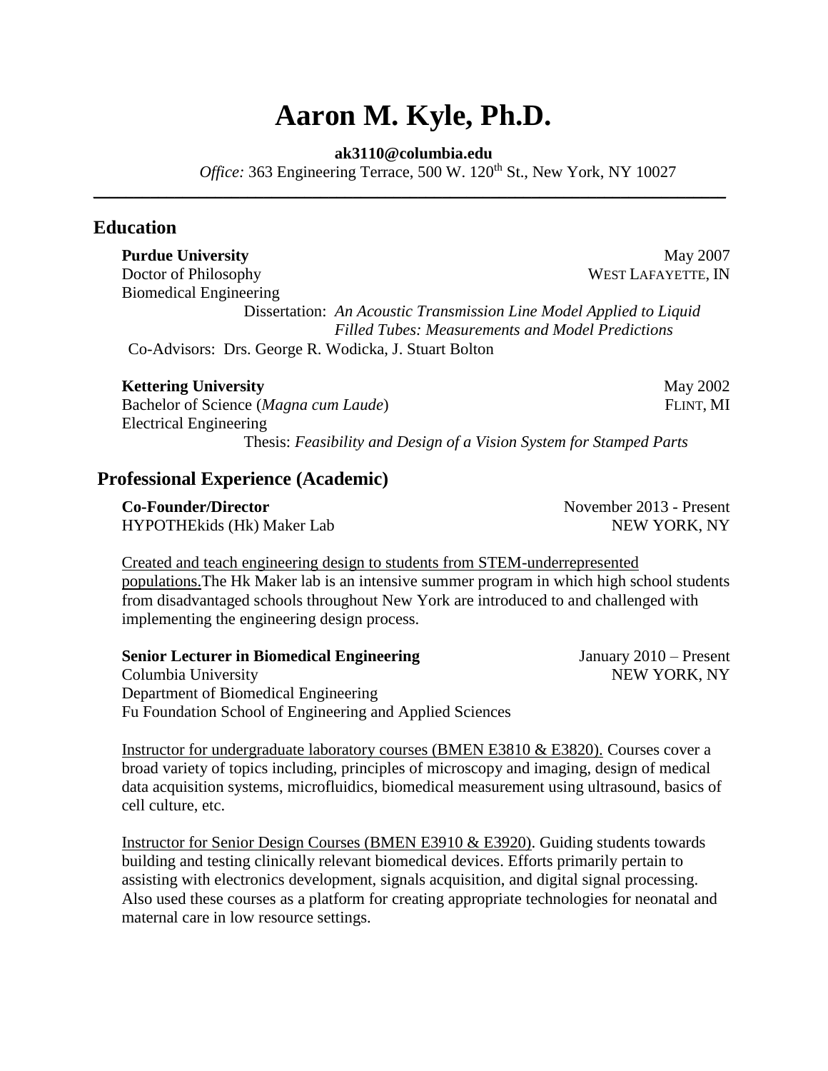# Aaron M. Kyle, Ph.D.

**ak3110@columbia.edu**
*Office:* 363 Engineering Terrace, 500 W. 120$^{th}$ St., New York, NY 10027

## Education

**Purdue University** — May 2007
Doctor of Philosophy — WEST LAFAYETTE, IN
Biomedical Engineering
Dissertation: *An Acoustic Transmission Line Model Applied to Liquid Filled Tubes: Measurements and Model Predictions*
Co-Advisors: Drs. George R. Wodicka, J. Stuart Bolton

**Kettering University** — May 2002
Bachelor of Science (*Magna cum Laude*) — FLINT, MI
Electrical Engineering
Thesis: *Feasibility and Design of a Vision System for Stamped Parts*

## Professional Experience (Academic)

**Co-Founder/Director** — November 2013 - Present
HYPOTHEkids (Hk) Maker Lab — NEW YORK, NY

Created and teach engineering design to students from STEM-underrepresented populations.The Hk Maker lab is an intensive summer program in which high school students from disadvantaged schools throughout New York are introduced to and challenged with implementing the engineering design process.

**Senior Lecturer in Biomedical Engineering** — January 2010 – Present
Columbia University — NEW YORK, NY
Department of Biomedical Engineering
Fu Foundation School of Engineering and Applied Sciences

Instructor for undergraduate laboratory courses (BMEN E3810 & E3820). Courses cover a broad variety of topics including, principles of microscopy and imaging, design of medical data acquisition systems, microfluidics, biomedical measurement using ultrasound, basics of cell culture, etc.

Instructor for Senior Design Courses (BMEN E3910 & E3920). Guiding students towards building and testing clinically relevant biomedical devices. Efforts primarily pertain to assisting with electronics development, signals acquisition, and digital signal processing. Also used these courses as a platform for creating appropriate technologies for neonatal and maternal care in low resource settings.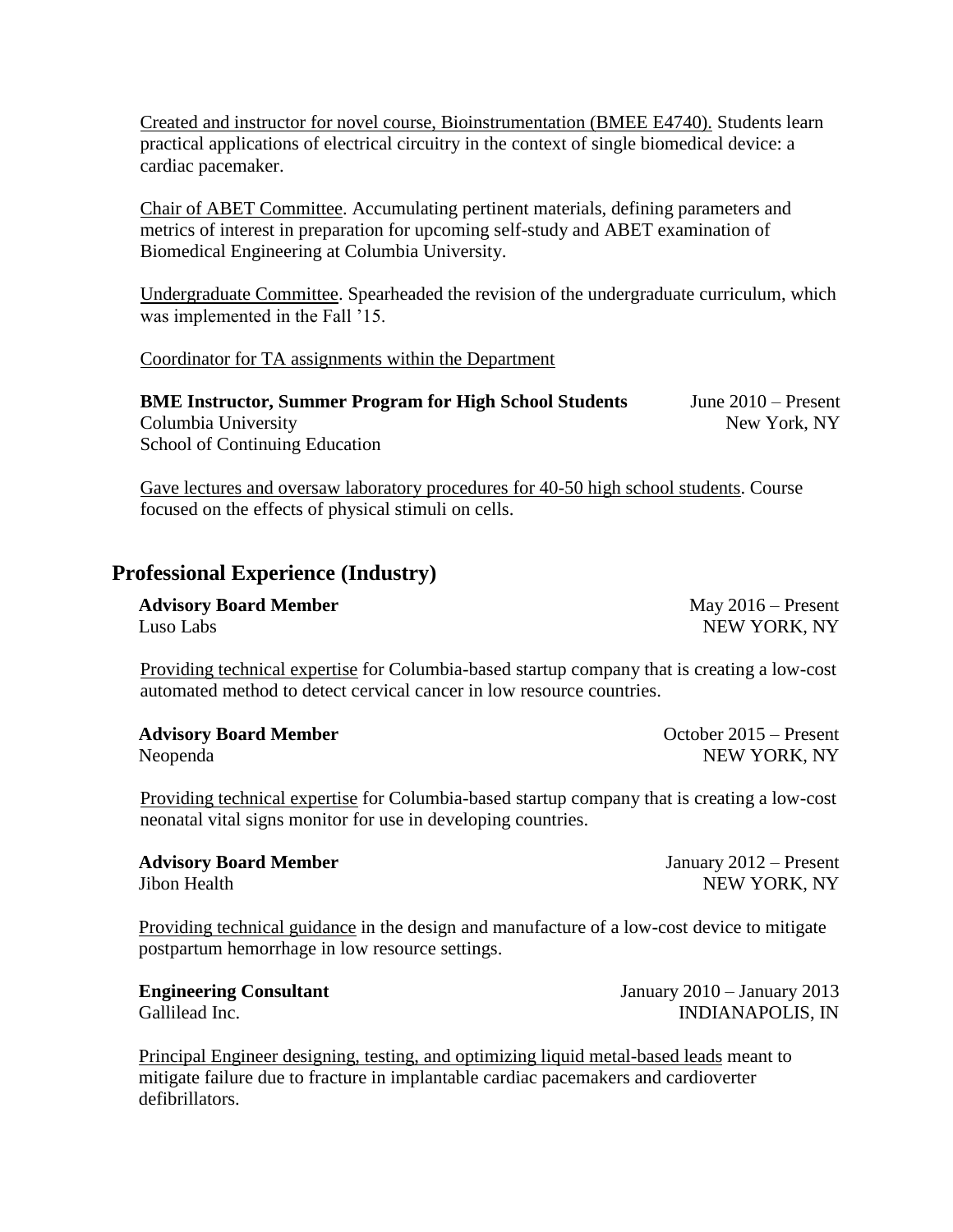Created and instructor for novel course, Bioinstrumentation (BMEE E4740). Students learn practical applications of electrical circuitry in the context of single biomedical device: a cardiac pacemaker.

Chair of ABET Committee. Accumulating pertinent materials, defining parameters and metrics of interest in preparation for upcoming self-study and ABET examination of Biomedical Engineering at Columbia University.

Undergraduate Committee. Spearheaded the revision of the undergraduate curriculum, which was implemented in the Fall '15.

Coordinator for TA assignments within the Department

**BME Instructor, Summer Program for High School Students** June 2010 – Present
Columbia University New York, NY
School of Continuing Education

Gave lectures and oversaw laboratory procedures for 40-50 high school students. Course focused on the effects of physical stimuli on cells.

## Professional Experience (Industry)

**Advisory Board Member** May 2016 – Present
Luso Labs NEW YORK, NY

Providing technical expertise for Columbia-based startup company that is creating a low-cost automated method to detect cervical cancer in low resource countries.

**Advisory Board Member** October 2015 – Present
Neopenda NEW YORK, NY

Providing technical expertise for Columbia-based startup company that is creating a low-cost neonatal vital signs monitor for use in developing countries.

**Advisory Board Member** January 2012 – Present
Jibon Health NEW YORK, NY

Providing technical guidance in the design and manufacture of a low-cost device to mitigate postpartum hemorrhage in low resource settings.

**Engineering Consultant** January 2010 – January 2013
Gallilead Inc. INDIANAPOLIS, IN

Principal Engineer designing, testing, and optimizing liquid metal-based leads meant to mitigate failure due to fracture in implantable cardiac pacemakers and cardioverter defibrillators.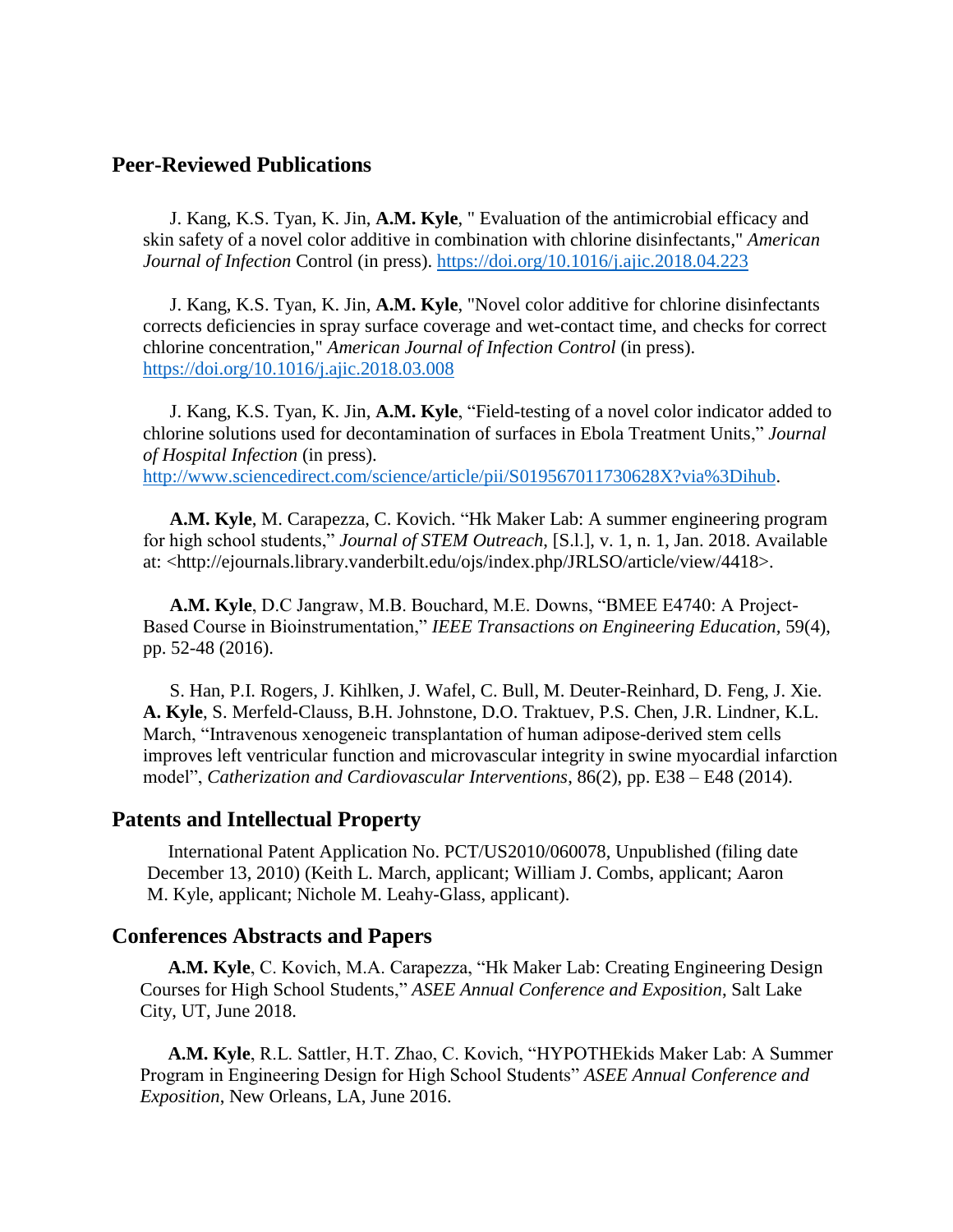## Peer-Reviewed Publications

J. Kang, K.S. Tyan, K. Jin, **A.M. Kyle**, " Evaluation of the antimicrobial efficacy and skin safety of a novel color additive in combination with chlorine disinfectants," *American Journal of Infection* Control (in press). https://doi.org/10.1016/j.ajic.2018.04.223

J. Kang, K.S. Tyan, K. Jin, **A.M. Kyle**, "Novel color additive for chlorine disinfectants corrects deficiencies in spray surface coverage and wet-contact time, and checks for correct chlorine concentration," *American Journal of Infection Control* (in press). https://doi.org/10.1016/j.ajic.2018.03.008

J. Kang, K.S. Tyan, K. Jin, **A.M. Kyle**, "Field-testing of a novel color indicator added to chlorine solutions used for decontamination of surfaces in Ebola Treatment Units," *Journal of Hospital Infection* (in press). http://www.sciencedirect.com/science/article/pii/S019567011730628X?via%3Dihub.

**A.M. Kyle**, M. Carapezza, C. Kovich. "Hk Maker Lab: A summer engineering program for high school students," *Journal of STEM Outreach*, [S.l.], v. 1, n. 1, Jan. 2018. Available at: <http://ejournals.library.vanderbilt.edu/ojs/index.php/JRLSO/article/view/4418>.

**A.M. Kyle**, D.C Jangraw, M.B. Bouchard, M.E. Downs, "BMEE E4740: A Project-Based Course in Bioinstrumentation," *IEEE Transactions on Engineering Education,* 59(4), pp. 52-48 (2016).

S. Han, P.I. Rogers, J. Kihlken, J. Wafel, C. Bull, M. Deuter-Reinhard, D. Feng, J. Xie. **A. Kyle**, S. Merfeld-Clauss, B.H. Johnstone, D.O. Traktuev, P.S. Chen, J.R. Lindner, K.L. March, "Intravenous xenogeneic transplantation of human adipose-derived stem cells improves left ventricular function and microvascular integrity in swine myocardial infarction model", *Catherization and Cardiovascular Interventions*, 86(2), pp. E38 – E48 (2014).

## Patents and Intellectual Property

International Patent Application No. PCT/US2010/060078, Unpublished (filing date December 13, 2010) (Keith L. March, applicant; William J. Combs, applicant; Aaron M. Kyle, applicant; Nichole M. Leahy-Glass, applicant).

## Conferences Abstracts and Papers

**A.M. Kyle**, C. Kovich, M.A. Carapezza, "Hk Maker Lab: Creating Engineering Design Courses for High School Students," *ASEE Annual Conference and Exposition*, Salt Lake City, UT, June 2018.

**A.M. Kyle**, R.L. Sattler, H.T. Zhao, C. Kovich, "HYPOTHEkids Maker Lab: A Summer Program in Engineering Design for High School Students" *ASEE Annual Conference and Exposition*, New Orleans, LA, June 2016.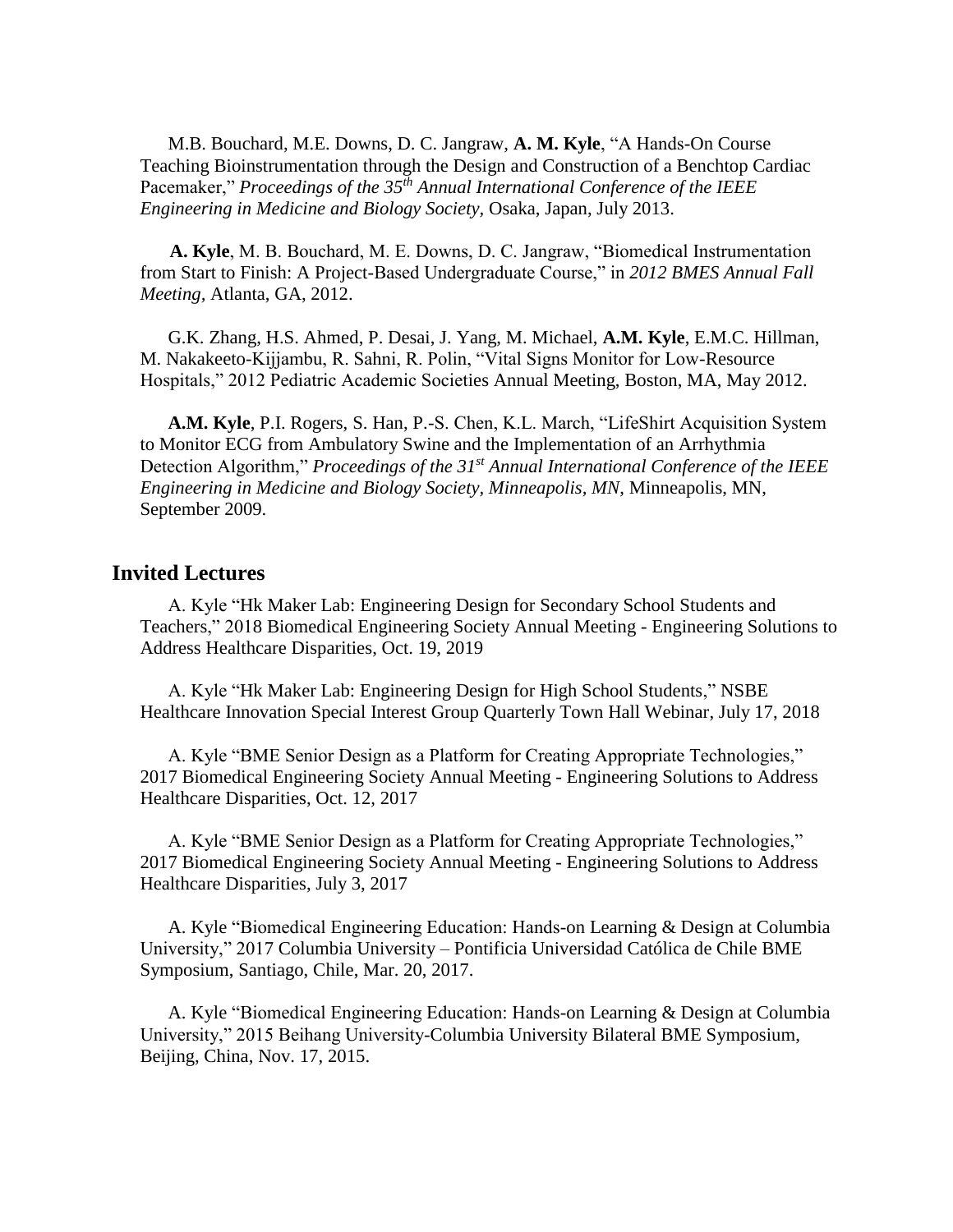M.B. Bouchard, M.E. Downs, D. C. Jangraw, **A. M. Kyle**, "A Hands-On Course Teaching Bioinstrumentation through the Design and Construction of a Benchtop Cardiac Pacemaker," *Proceedings of the 35th Annual International Conference of the IEEE Engineering in Medicine and Biology Society*, Osaka, Japan, July 2013.

**A. Kyle**, M. B. Bouchard, M. E. Downs, D. C. Jangraw, "Biomedical Instrumentation from Start to Finish: A Project-Based Undergraduate Course," in *2012 BMES Annual Fall Meeting*, Atlanta, GA, 2012.

G.K. Zhang, H.S. Ahmed, P. Desai, J. Yang, M. Michael, **A.M. Kyle**, E.M.C. Hillman, M. Nakakeeto-Kijjambu, R. Sahni, R. Polin, "Vital Signs Monitor for Low-Resource Hospitals," 2012 Pediatric Academic Societies Annual Meeting, Boston, MA, May 2012.

**A.M. Kyle**, P.I. Rogers, S. Han, P.-S. Chen, K.L. March, "LifeShirt Acquisition System to Monitor ECG from Ambulatory Swine and the Implementation of an Arrhythmia Detection Algorithm," *Proceedings of the 31st Annual International Conference of the IEEE Engineering in Medicine and Biology Society, Minneapolis, MN*, Minneapolis, MN, September 2009.

## Invited Lectures

A. Kyle "Hk Maker Lab: Engineering Design for Secondary School Students and Teachers," 2018 Biomedical Engineering Society Annual Meeting - Engineering Solutions to Address Healthcare Disparities, Oct. 19, 2019

A. Kyle "Hk Maker Lab: Engineering Design for High School Students," NSBE Healthcare Innovation Special Interest Group Quarterly Town Hall Webinar, July 17, 2018

A. Kyle "BME Senior Design as a Platform for Creating Appropriate Technologies," 2017 Biomedical Engineering Society Annual Meeting - Engineering Solutions to Address Healthcare Disparities, Oct. 12, 2017

A. Kyle "BME Senior Design as a Platform for Creating Appropriate Technologies," 2017 Biomedical Engineering Society Annual Meeting - Engineering Solutions to Address Healthcare Disparities, July 3, 2017

A. Kyle "Biomedical Engineering Education: Hands-on Learning & Design at Columbia University," 2017 Columbia University – Pontificia Universidad Católica de Chile BME Symposium, Santiago, Chile, Mar. 20, 2017.

A. Kyle "Biomedical Engineering Education: Hands-on Learning & Design at Columbia University," 2015 Beihang University-Columbia University Bilateral BME Symposium, Beijing, China, Nov. 17, 2015.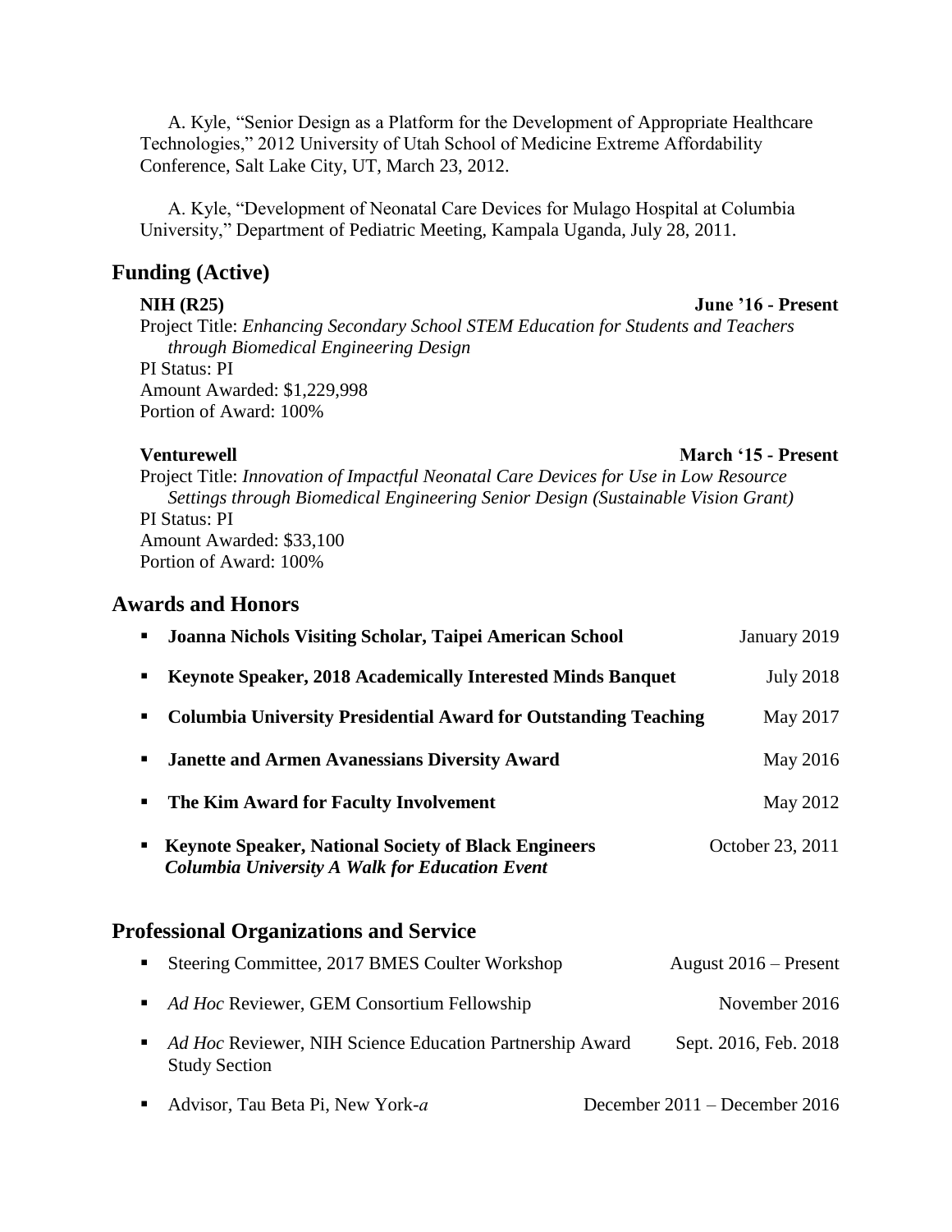A. Kyle, "Senior Design as a Platform for the Development of Appropriate Healthcare Technologies," 2012 University of Utah School of Medicine Extreme Affordability Conference, Salt Lake City, UT, March 23, 2012.

A. Kyle, "Development of Neonatal Care Devices for Mulago Hospital at Columbia University," Department of Pediatric Meeting, Kampala Uganda, July 28, 2011.

## Funding (Active)

**NIH (R25)** **June '16 - Present**
Project Title: *Enhancing Secondary School STEM Education for Students and Teachers through Biomedical Engineering Design*
PI Status: PI
Amount Awarded: $1,229,998
Portion of Award: 100%

**Venturewell** **March '15 - Present**
Project Title: *Innovation of Impactful Neonatal Care Devices for Use in Low Resource Settings through Biomedical Engineering Senior Design (Sustainable Vision Grant)*
PI Status: PI
Amount Awarded: $33,100
Portion of Award: 100%

## Awards and Honors

- **Joanna Nichols Visiting Scholar, Taipei American School** — January 2019
- **Keynote Speaker, 2018 Academically Interested Minds Banquet** — July 2018
- **Columbia University Presidential Award for Outstanding Teaching** — May 2017
- **Janette and Armen Avanessians Diversity Award** — May 2016
- **The Kim Award for Faculty Involvement** — May 2012
- **Keynote Speaker, National Society of Black Engineers** ***Columbia University A Walk for Education Event*** — October 23, 2011

## Professional Organizations and Service

- Steering Committee, 2017 BMES Coulter Workshop — August 2016 – Present
- *Ad Hoc* Reviewer, GEM Consortium Fellowship — November 2016
- *Ad Hoc* Reviewer, NIH Science Education Partnership Award Study Section — Sept. 2016, Feb. 2018
- Advisor, Tau Beta Pi, New York-*a* — December 2011 – December 2016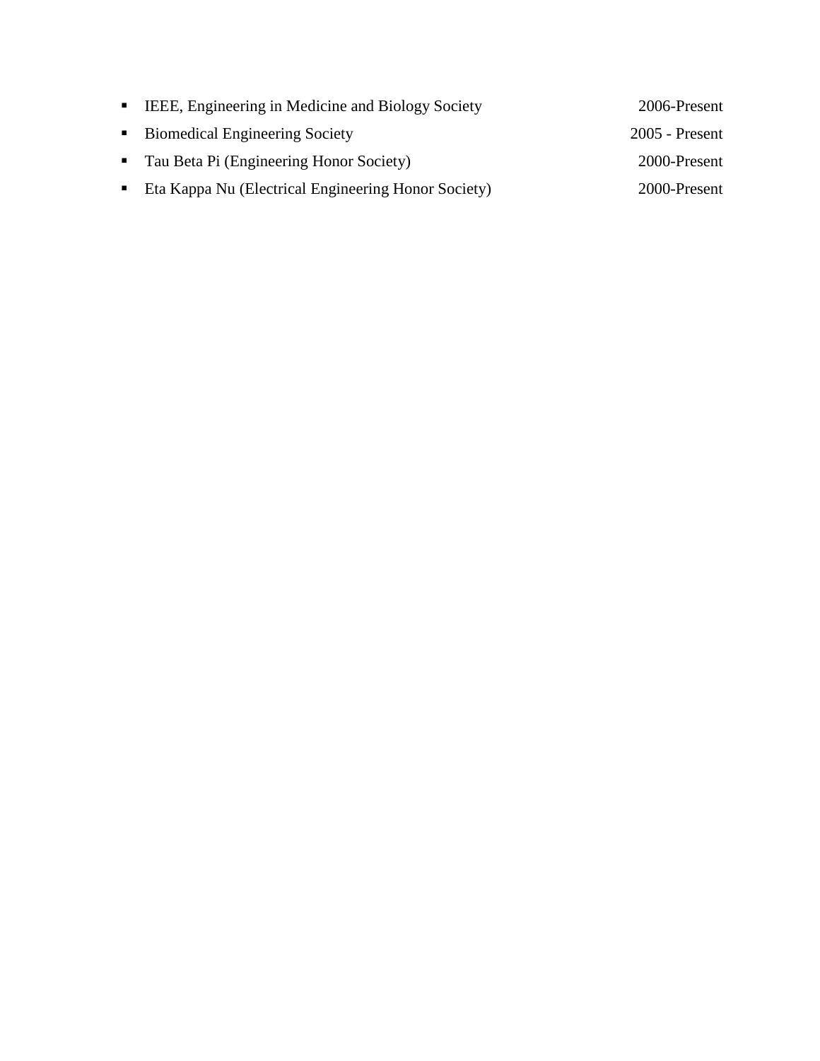- IEEE, Engineering in Medicine and Biology Society 2006-Present
- Biomedical Engineering Society 2005 - Present
- Tau Beta Pi (Engineering Honor Society) 2000-Present
- Eta Kappa Nu (Electrical Engineering Honor Society) 2000-Present